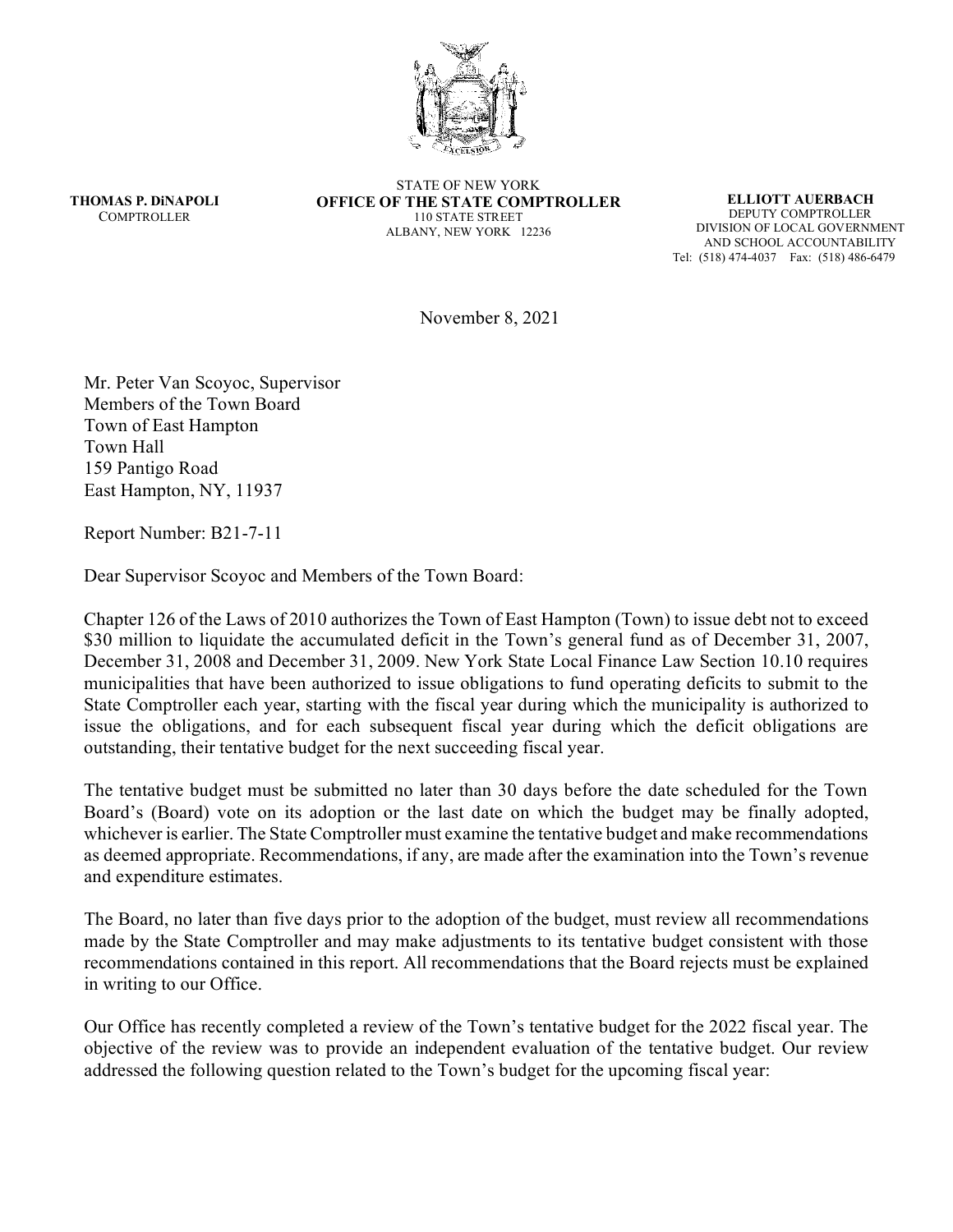**THOMAS P. DiNAPOLI**
COMPTROLLER

STATE OF NEW YORK
**OFFICE OF THE STATE COMPTROLLER**
110 STATE STREET
ALBANY, NEW YORK 12236

**ELLIOTT AUERBACH**
DEPUTY COMPTROLLER
DIVISION OF LOCAL GOVERNMENT
AND SCHOOL ACCOUNTABILITY
Tel: (518) 474-4037 Fax: (518) 486-6479

November 8, 2021

Mr. Peter Van Scoyoc, Supervisor
Members of the Town Board
Town of East Hampton
Town Hall
159 Pantigo Road
East Hampton, NY, 11937

Report Number: B21-7-11

Dear Supervisor Scoyoc and Members of the Town Board:

Chapter 126 of the Laws of 2010 authorizes the Town of East Hampton (Town) to issue debt not to exceed $30 million to liquidate the accumulated deficit in the Town's general fund as of December 31, 2007, December 31, 2008 and December 31, 2009. New York State Local Finance Law Section 10.10 requires municipalities that have been authorized to issue obligations to fund operating deficits to submit to the State Comptroller each year, starting with the fiscal year during which the municipality is authorized to issue the obligations, and for each subsequent fiscal year during which the deficit obligations are outstanding, their tentative budget for the next succeeding fiscal year.

The tentative budget must be submitted no later than 30 days before the date scheduled for the Town Board's (Board) vote on its adoption or the last date on which the budget may be finally adopted, whichever is earlier. The State Comptroller must examine the tentative budget and make recommendations as deemed appropriate. Recommendations, if any, are made after the examination into the Town's revenue and expenditure estimates.

The Board, no later than five days prior to the adoption of the budget, must review all recommendations made by the State Comptroller and may make adjustments to its tentative budget consistent with those recommendations contained in this report. All recommendations that the Board rejects must be explained in writing to our Office.

Our Office has recently completed a review of the Town's tentative budget for the 2022 fiscal year. The objective of the review was to provide an independent evaluation of the tentative budget. Our review addressed the following question related to the Town's budget for the upcoming fiscal year: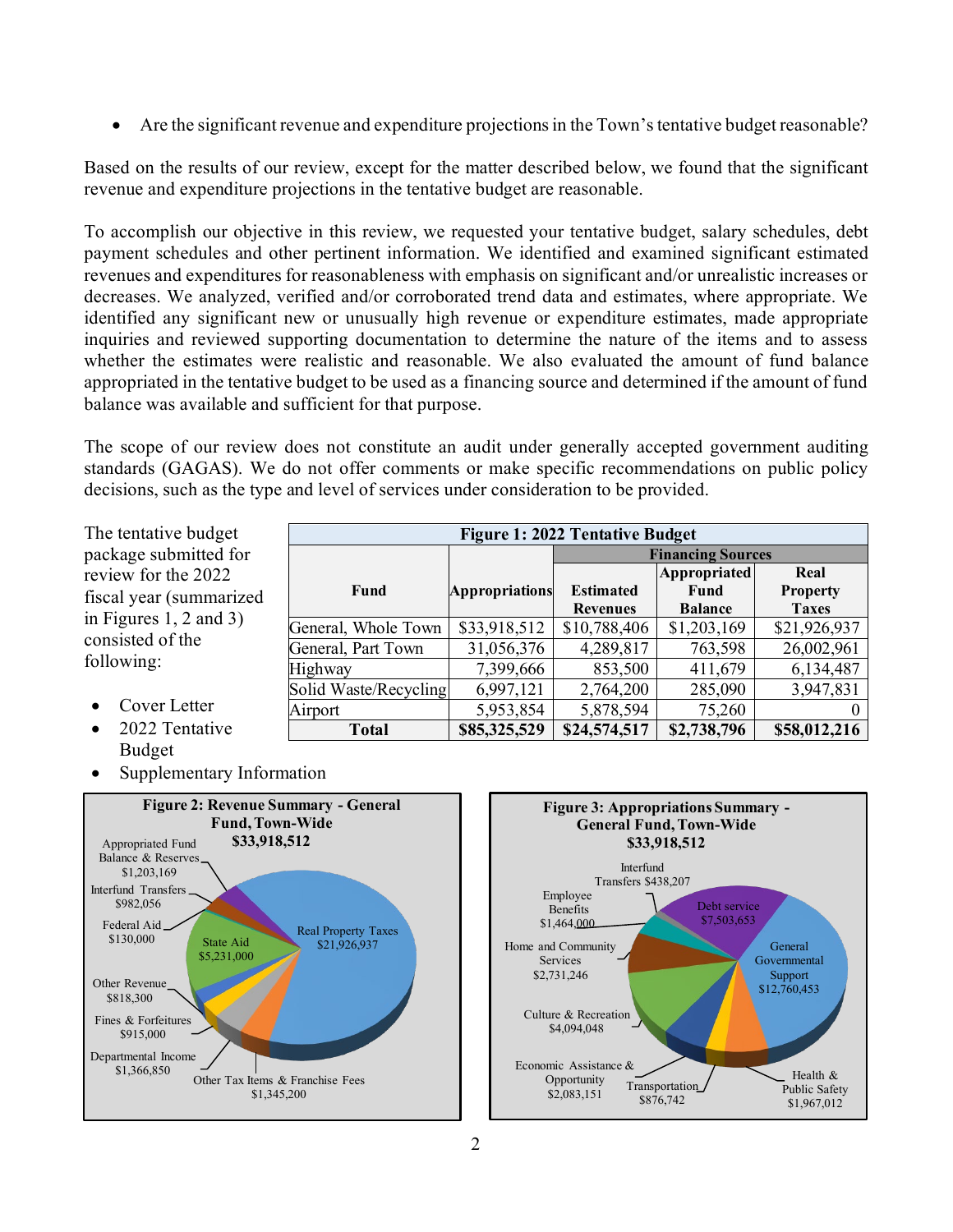- Are the significant revenue and expenditure projections in the Town's tentative budget reasonable?

Based on the results of our review, except for the matter described below, we found that the significant revenue and expenditure projections in the tentative budget are reasonable.

To accomplish our objective in this review, we requested your tentative budget, salary schedules, debt payment schedules and other pertinent information. We identified and examined significant estimated revenues and expenditures for reasonableness with emphasis on significant and/or unrealistic increases or decreases. We analyzed, verified and/or corroborated trend data and estimates, where appropriate. We identified any significant new or unusually high revenue or expenditure estimates, made appropriate inquiries and reviewed supporting documentation to determine the nature of the items and to assess whether the estimates were realistic and reasonable. We also evaluated the amount of fund balance appropriated in the tentative budget to be used as a financing source and determined if the amount of fund balance was available and sufficient for that purpose.

The scope of our review does not constitute an audit under generally accepted government auditing standards (GAGAS). We do not offer comments or make specific recommendations on public policy decisions, such as the type and level of services under consideration to be provided.

The tentative budget package submitted for review for the 2022 fiscal year (summarized in Figures 1, 2 and 3) consisted of the following:

- Cover Letter
- 2022 Tentative Budget
- Supplementary Information

**Figure 1: 2022 Tentative Budget**

| Fund | Appropriations | Financing Sources | | |
|---|---|---|---|---|
| | | Estimated Revenues | Appropriated Fund Balance | Real Property Taxes |
| General, Whole Town | $33,918,512 | $10,788,406 | $1,203,169 | $21,926,937 |
| General, Part Town | 31,056,376 | 4,289,817 | 763,598 | 26,002,961 |
| Highway | 7,399,666 | 853,500 | 411,679 | 6,134,487 |
| Solid Waste/Recycling | 6,997,121 | 2,764,200 | 285,090 | 3,947,831 |
| Airport | 5,953,854 | 5,878,594 | 75,260 | 0 |
| **Total** | **$85,325,529** | **$24,574,517** | **$2,738,796** | **$58,012,216** |

**Figure 2: Revenue Summary - General Fund, Town-Wide $33,918,512**

| Revenue Source | Amount |
|---|---|
| Real Property Taxes | $21,926,937 |
| State Aid | $5,231,000 |
| Departmental Income | $1,366,850 |
| Other Tax Items & Franchise Fees | $1,345,200 |
| Appropriated Fund Balance & Reserves | $1,203,169 |
| Interfund Transfers | $982,056 |
| Fines & Forfeitures | $915,000 |
| Other Revenue | $818,300 |
| Federal Aid | $130,000 |

**Figure 3: Appropriations Summary - General Fund, Town-Wide $33,918,512**

| Appropriation | Amount |
|---|---|
| General Governmental Support | $12,760,453 |
| Debt service | $7,503,653 |
| Culture & Recreation | $4,094,048 |
| Home and Community Services | $2,731,246 |
| Economic Assistance & Opportunity | $2,083,151 |
| Health & Public Safety | $1,967,012 |
| Employee Benefits | $1,464,000 |
| Transportation | $876,742 |
| Interfund Transfers | $438,207 |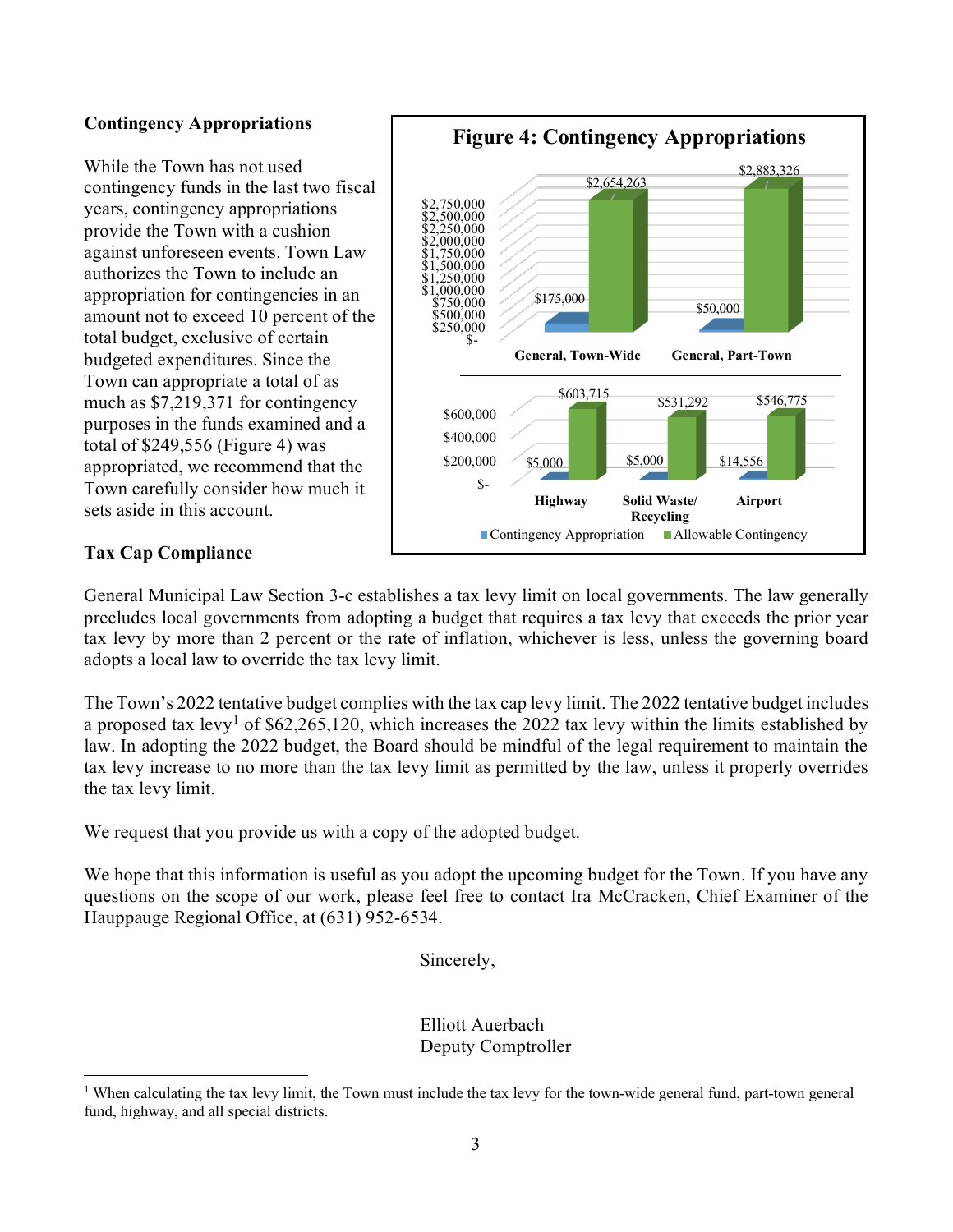### Contingency Appropriations

While the Town has not used contingency funds in the last two fiscal years, contingency appropriations provide the Town with a cushion against unforeseen events. Town Law authorizes the Town to include an appropriation for contingencies in an amount not to exceed 10 percent of the total budget, exclusive of certain budgeted expenditures. Since the Town can appropriate a total of as much as $7,219,371 for contingency purposes in the funds examined and a total of $249,556 (Figure 4) was appropriated, we recommend that the Town carefully consider how much it sets aside in this account.

**Figure 4: Contingency Appropriations**

| Fund | Contingency Appropriation | Allowable Contingency |
| --- | --- | --- |
| General, Town-Wide | $175,000 | $2,654,263 |
| General, Part-Town | $50,000 | $2,883,326 |
| Highway | $5,000 | $603,715 |
| Solid Waste/ Recycling | $5,000 | $531,292 |
| Airport | $14,556 | $546,775 |

### Tax Cap Compliance

General Municipal Law Section 3-c establishes a tax levy limit on local governments. The law generally precludes local governments from adopting a budget that requires a tax levy that exceeds the prior year tax levy by more than 2 percent or the rate of inflation, whichever is less, unless the governing board adopts a local law to override the tax levy limit.

The Town's 2022 tentative budget complies with the tax cap levy limit. The 2022 tentative budget includes a proposed tax levy[1] of $62,265,120, which increases the 2022 tax levy within the limits established by law. In adopting the 2022 budget, the Board should be mindful of the legal requirement to maintain the tax levy increase to no more than the tax levy limit as permitted by the law, unless it properly overrides the tax levy limit.

We request that you provide us with a copy of the adopted budget.

We hope that this information is useful as you adopt the upcoming budget for the Town. If you have any questions on the scope of our work, please feel free to contact Ira McCracken, Chief Examiner of the Hauppauge Regional Office, at (631) 952-6534.

Sincerely,

Elliott Auerbach
Deputy Comptroller

---

[1] When calculating the tax levy limit, the Town must include the tax levy for the town-wide general fund, part-town general fund, highway, and all special districts.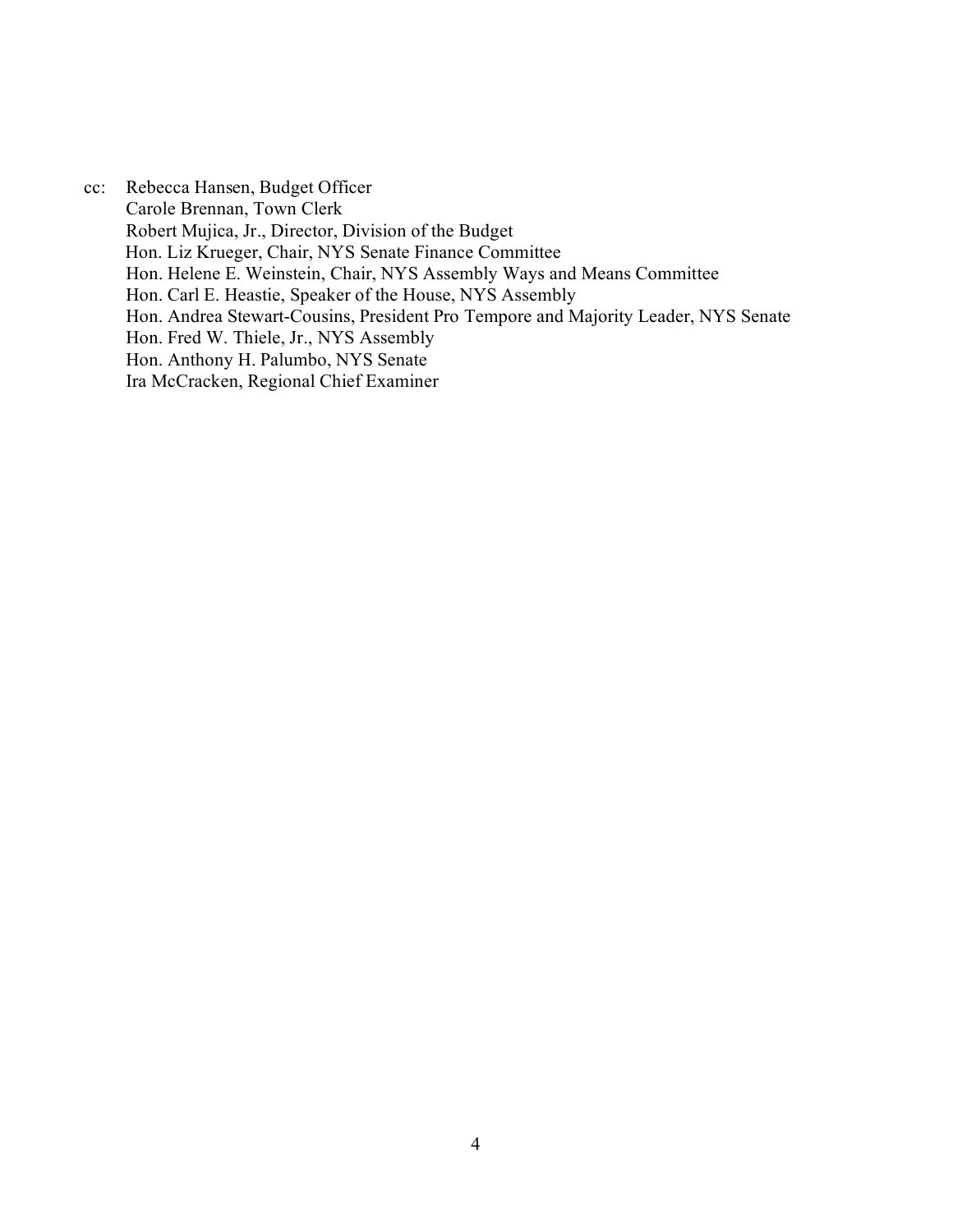cc: Rebecca Hansen, Budget Officer
Carole Brennan, Town Clerk
Robert Mujica, Jr., Director, Division of the Budget
Hon. Liz Krueger, Chair, NYS Senate Finance Committee
Hon. Helene E. Weinstein, Chair, NYS Assembly Ways and Means Committee
Hon. Carl E. Heastie, Speaker of the House, NYS Assembly
Hon. Andrea Stewart-Cousins, President Pro Tempore and Majority Leader, NYS Senate
Hon. Fred W. Thiele, Jr., NYS Assembly
Hon. Anthony H. Palumbo, NYS Senate
Ira McCracken, Regional Chief Examiner